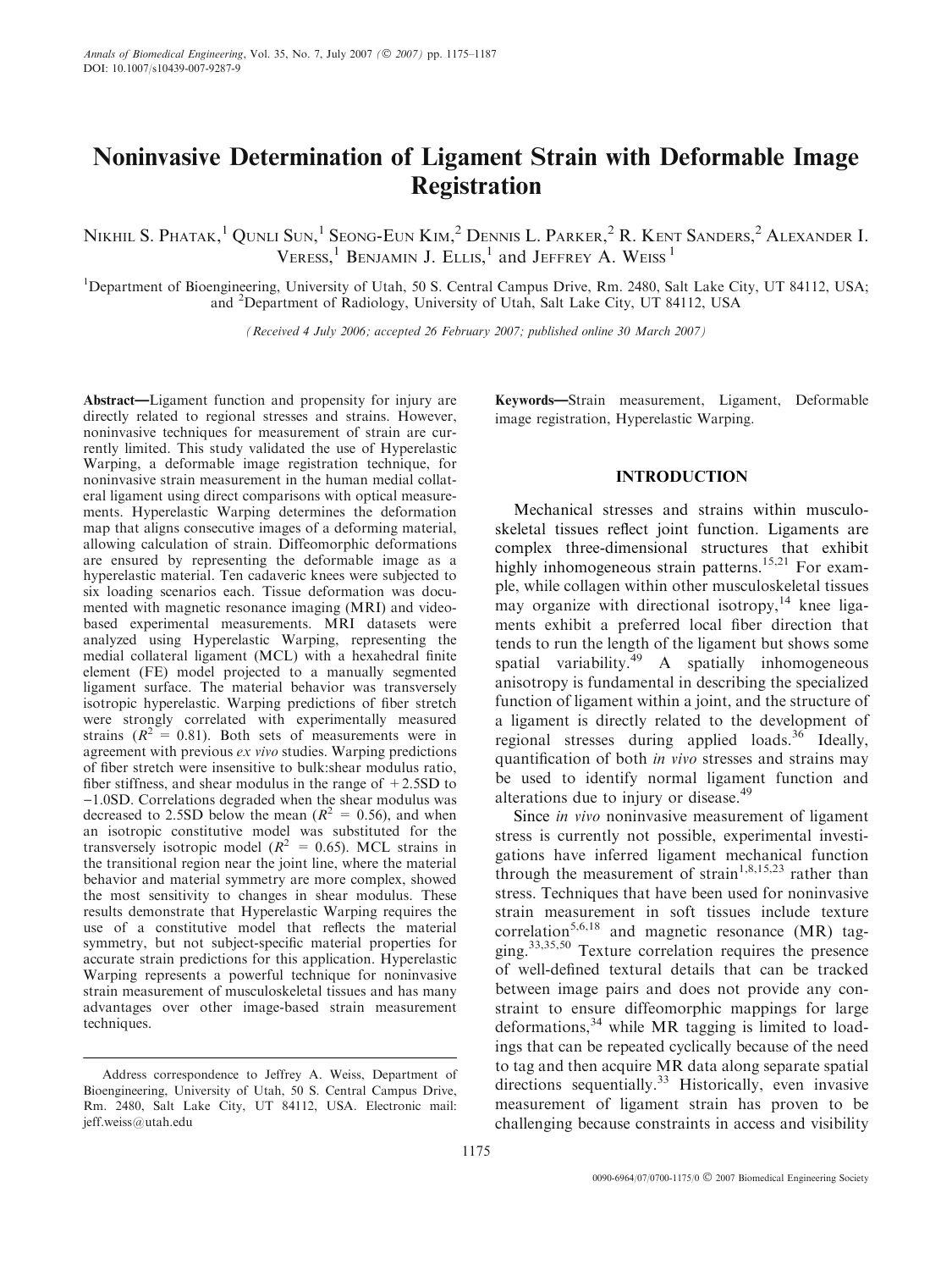# Noninvasive Determination of Ligament Strain with Deformable Image Registration

Nikhil S. Phatak,[1] Qunli Sun,[1] Seong-Eun Kim,[2] Dennis L. Parker,[2] R. Kent Sanders,[2] Alexander I. Veress,[1] Benjamin J. Ellis,[1] and Jeffrey A. Weiss[1]

[1]Department of Bioengineering, University of Utah, 50 S. Central Campus Drive, Rm. 2480, Salt Lake City, UT 84112, USA; and [2]Department of Radiology, University of Utah, Salt Lake City, UT 84112, USA

*(Received 4 July 2006; accepted 26 February 2007; published online 30 March 2007)*

**Abstract**—Ligament function and propensity for injury are directly related to regional stresses and strains. However, noninvasive techniques for measurement of strain are currently limited. This study validated the use of Hyperelastic Warping, a deformable image registration technique, for noninvasive strain measurement in the human medial collateral ligament using direct comparisons with optical measurements. Hyperelastic Warping determines the deformation map that aligns consecutive images of a deforming material, allowing calculation of strain. Diffeomorphic deformations are ensured by representing the deformable image as a hyperelastic material. Ten cadaveric knees were subjected to six loading scenarios each. Tissue deformation was documented with magnetic resonance imaging (MRI) and video-based experimental measurements. MRI datasets were analyzed using Hyperelastic Warping, representing the medial collateral ligament (MCL) with a hexahedral finite element (FE) model projected to a manually segmented ligament surface. The material behavior was transversely isotropic hyperelastic. Warping predictions of fiber stretch were strongly correlated with experimentally measured strains ($R^2 = 0.81$). Both sets of measurements were in agreement with previous *ex vivo* studies. Warping predictions of fiber stretch were insensitive to bulk:shear modulus ratio, fiber stiffness, and shear modulus in the range of +2.5SD to −1.0SD. Correlations degraded when the shear modulus was decreased to 2.5SD below the mean ($R^2 = 0.56$), and when an isotropic constitutive model was substituted for the transversely isotropic model ($R^2 = 0.65$). MCL strains in the transitional region near the joint line, where the material behavior and material symmetry are more complex, showed the most sensitivity to changes in shear modulus. These results demonstrate that Hyperelastic Warping requires the use of a constitutive model that reflects the material symmetry, but not subject-specific material properties for accurate strain predictions for this application. Hyperelastic Warping represents a powerful technique for noninvasive strain measurement of musculoskeletal tissues and has many advantages over other image-based strain measurement techniques.

Address correspondence to Jeffrey A. Weiss, Department of Bioengineering, University of Utah, 50 S. Central Campus Drive, Rm. 2480, Salt Lake City, UT 84112, USA. Electronic mail: jeff.weiss@utah.edu

**Keywords**—Strain measurement, Ligament, Deformable image registration, Hyperelastic Warping.

## INTRODUCTION

Mechanical stresses and strains within musculoskeletal tissues reflect joint function. Ligaments are complex three-dimensional structures that exhibit highly inhomogeneous strain patterns.[15,21] For example, while collagen within other musculoskeletal tissues may organize with directional isotropy,[14] knee ligaments exhibit a preferred local fiber direction that tends to run the length of the ligament but shows some spatial variability.[49] A spatially inhomogeneous anisotropy is fundamental in describing the specialized function of ligament within a joint, and the structure of a ligament is directly related to the development of regional stresses during applied loads.[36] Ideally, quantification of both *in vivo* stresses and strains may be used to identify normal ligament function and alterations due to injury or disease.[49]

Since *in vivo* noninvasive measurement of ligament stress is currently not possible, experimental investigations have inferred ligament mechanical function through the measurement of strain[1,8,15,23] rather than stress. Techniques that have been used for noninvasive strain measurement in soft tissues include texture correlation[5,6,18] and magnetic resonance (MR) tagging.[33,35,50] Texture correlation requires the presence of well-defined textural details that can be tracked between image pairs and does not provide any constraint to ensure diffeomorphic mappings for large deformations,[34] while MR tagging is limited to loadings that can be repeated cyclically because of the need to tag and then acquire MR data along separate spatial directions sequentially.[33] Historically, even invasive measurement of ligament strain has proven to be challenging because constraints in access and visibility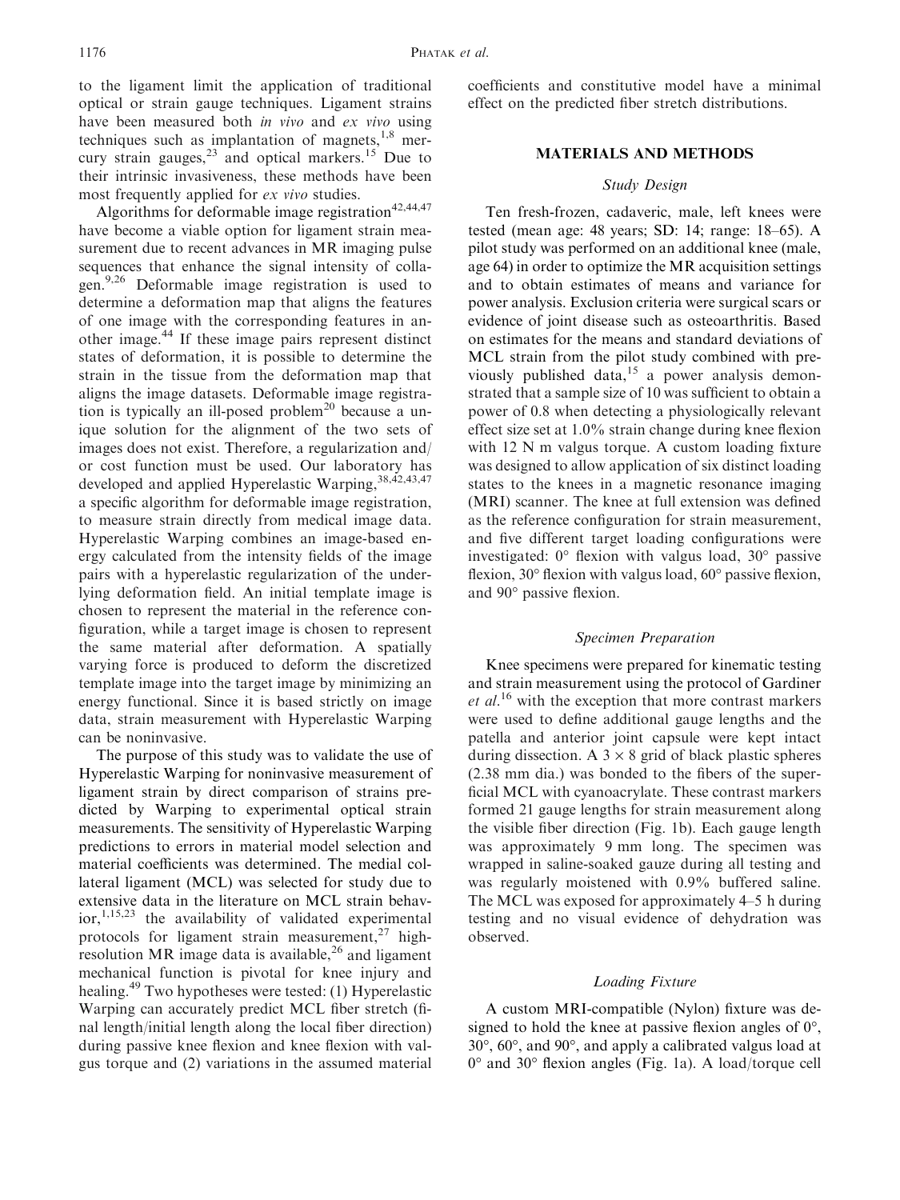to the ligament limit the application of traditional optical or strain gauge techniques. Ligament strains have been measured both *in vivo* and *ex vivo* using techniques such as implantation of magnets,[1,8] mercury strain gauges,[23] and optical markers.[15] Due to their intrinsic invasiveness, these methods have been most frequently applied for *ex vivo* studies.

Algorithms for deformable image registration[42,44,47] have become a viable option for ligament strain measurement due to recent advances in MR imaging pulse sequences that enhance the signal intensity of collagen.[9,26] Deformable image registration is used to determine a deformation map that aligns the features of one image with the corresponding features in another image.[44] If these image pairs represent distinct states of deformation, it is possible to determine the strain in the tissue from the deformation map that aligns the image datasets. Deformable image registration is typically an ill-posed problem[20] because a unique solution for the alignment of the two sets of images does not exist. Therefore, a regularization and/or cost function must be used. Our laboratory has developed and applied Hyperelastic Warping,[38,42,43,47] a specific algorithm for deformable image registration, to measure strain directly from medical image data. Hyperelastic Warping combines an image-based energy calculated from the intensity fields of the image pairs with a hyperelastic regularization of the underlying deformation field. An initial template image is chosen to represent the material in the reference configuration, while a target image is chosen to represent the same material after deformation. A spatially varying force is produced to deform the discretized template image into the target image by minimizing an energy functional. Since it is based strictly on image data, strain measurement with Hyperelastic Warping can be noninvasive.

The purpose of this study was to validate the use of Hyperelastic Warping for noninvasive measurement of ligament strain by direct comparison of strains predicted by Warping to experimental optical strain measurements. The sensitivity of Hyperelastic Warping predictions to errors in material model selection and material coefficients was determined. The medial collateral ligament (MCL) was selected for study due to extensive data in the literature on MCL strain behavior,[1,15,23] the availability of validated experimental protocols for ligament strain measurement,[27] high-resolution MR image data is available,[26] and ligament mechanical function is pivotal for knee injury and healing.[49] Two hypotheses were tested: (1) Hyperelastic Warping can accurately predict MCL fiber stretch (final length/initial length along the local fiber direction) during passive knee flexion and knee flexion with valgus torque and (2) variations in the assumed material coefficients and constitutive model have a minimal effect on the predicted fiber stretch distributions.

## MATERIALS AND METHODS

### *Study Design*

Ten fresh-frozen, cadaveric, male, left knees were tested (mean age: 48 years; SD: 14; range: 18–65). A pilot study was performed on an additional knee (male, age 64) in order to optimize the MR acquisition settings and to obtain estimates of means and variance for power analysis. Exclusion criteria were surgical scars or evidence of joint disease such as osteoarthritis. Based on estimates for the means and standard deviations of MCL strain from the pilot study combined with previously published data,[15] a power analysis demonstrated that a sample size of 10 was sufficient to obtain a power of 0.8 when detecting a physiologically relevant effect size set at 1.0% strain change during knee flexion with 12 N m valgus torque. A custom loading fixture was designed to allow application of six distinct loading states to the knees in a magnetic resonance imaging (MRI) scanner. The knee at full extension was defined as the reference configuration for strain measurement, and five different target loading configurations were investigated: 0° flexion with valgus load, 30° passive flexion, 30° flexion with valgus load, 60° passive flexion, and 90° passive flexion.

### *Specimen Preparation*

Knee specimens were prepared for kinematic testing and strain measurement using the protocol of Gardiner *et al.*[16] with the exception that more contrast markers were used to define additional gauge lengths and the patella and anterior joint capsule were kept intact during dissection. A $3 \times 8$ grid of black plastic spheres (2.38 mm dia.) was bonded to the fibers of the superficial MCL with cyanoacrylate. These contrast markers formed 21 gauge lengths for strain measurement along the visible fiber direction (Fig. 1b). Each gauge length was approximately 9 mm long. The specimen was wrapped in saline-soaked gauze during all testing and was regularly moistened with 0.9% buffered saline. The MCL was exposed for approximately 4–5 h during testing and no visual evidence of dehydration was observed.

### *Loading Fixture*

A custom MRI-compatible (Nylon) fixture was designed to hold the knee at passive flexion angles of 0°, 30°, 60°, and 90°, and apply a calibrated valgus load at 0° and 30° flexion angles (Fig. 1a). A load/torque cell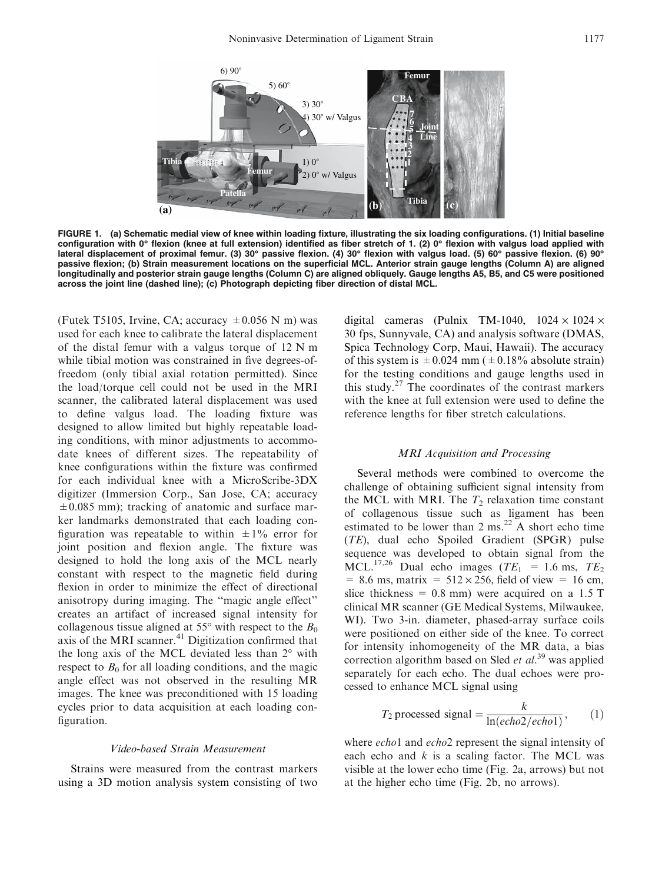FIGURE 1. (a) Schematic medial view of knee within loading fixture, illustrating the six loading configurations. (1) Initial baseline configuration with 0° flexion (knee at full extension) identified as fiber stretch of 1. (2) 0° flexion with valgus load applied with lateral displacement of proximal femur. (3) 30° passive flexion. (4) 30° flexion with valgus load. (5) 60° passive flexion. (6) 90° passive flexion; (b) Strain measurement locations on the superficial MCL. Anterior strain gauge lengths (Column A) are aligned longitudinally and posterior strain gauge lengths (Column C) are aligned obliquely. Gauge lengths A5, B5, and C5 were positioned across the joint line (dashed line); (c) Photograph depicting fiber direction of distal MCL.

(Futek T5105, Irvine, CA; accuracy $\pm 0.056$ N m) was used for each knee to calibrate the lateral displacement of the distal femur with a valgus torque of 12 N m while tibial motion was constrained in five degrees-of-freedom (only tibial axial rotation permitted). Since the load/torque cell could not be used in the MRI scanner, the calibrated lateral displacement was used to define valgus load. The loading fixture was designed to allow limited but highly repeatable loading conditions, with minor adjustments to accommodate knees of different sizes. The repeatability of knee configurations within the fixture was confirmed for each individual knee with a MicroScribe-3DX digitizer (Immersion Corp., San Jose, CA; accuracy $\pm 0.085$ mm); tracking of anatomic and surface marker landmarks demonstrated that each loading configuration was repeatable to within $\pm 1\%$ error for joint position and flexion angle. The fixture was designed to hold the long axis of the MCL nearly constant with respect to the magnetic field during flexion in order to minimize the effect of directional anisotropy during imaging. The "magic angle effect" creates an artifact of increased signal intensity for collagenous tissue aligned at 55° with respect to the $B_0$ axis of the MRI scanner.[41] Digitization confirmed that the long axis of the MCL deviated less than 2° with respect to $B_0$ for all loading conditions, and the magic angle effect was not observed in the resulting MR images. The knee was preconditioned with 15 loading cycles prior to data acquisition at each loading configuration.

### *Video-based Strain Measurement*

Strains were measured from the contrast markers using a 3D motion analysis system consisting of two digital cameras (Pulnix TM-1040, $1024 \times 1024 \times 30$ fps, Sunnyvale, CA) and analysis software (DMAS, Spica Technology Corp, Maui, Hawaii). The accuracy of this system is $\pm 0.024$ mm ($\pm 0.18\%$ absolute strain) for the testing conditions and gauge lengths used in this study.[27] The coordinates of the contrast markers with the knee at full extension were used to define the reference lengths for fiber stretch calculations.

### *MRI Acquisition and Processing*

Several methods were combined to overcome the challenge of obtaining sufficient signal intensity from the MCL with MRI. The $T_2$ relaxation time constant of collagenous tissue such as ligament has been estimated to be lower than 2 ms.[22] A short echo time (*TE*), dual echo Spoiled Gradient (SPGR) pulse sequence was developed to obtain signal from the MCL.[17,26] Dual echo images ($TE_1$ = 1.6 ms, $TE_2$ = 8.6 ms, matrix = $512 \times 256$, field of view = 16 cm, slice thickness = 0.8 mm) were acquired on a 1.5 T clinical MR scanner (GE Medical Systems, Milwaukee, WI). Two 3-in. diameter, phased-array surface coils were positioned on either side of the knee. To correct for intensity inhomogeneity of the MR data, a bias correction algorithm based on Sled *et al.*[39] was applied separately for each echo. The dual echoes were processed to enhance MCL signal using

$$T_2 \text{ processed signal} = \frac{k}{\ln(echo2/echo1)}, \qquad (1)$$

where *echo*1 and *echo*2 represent the signal intensity of each echo and $k$ is a scaling factor. The MCL was visible at the lower echo time (Fig. 2a, arrows) but not at the higher echo time (Fig. 2b, no arrows).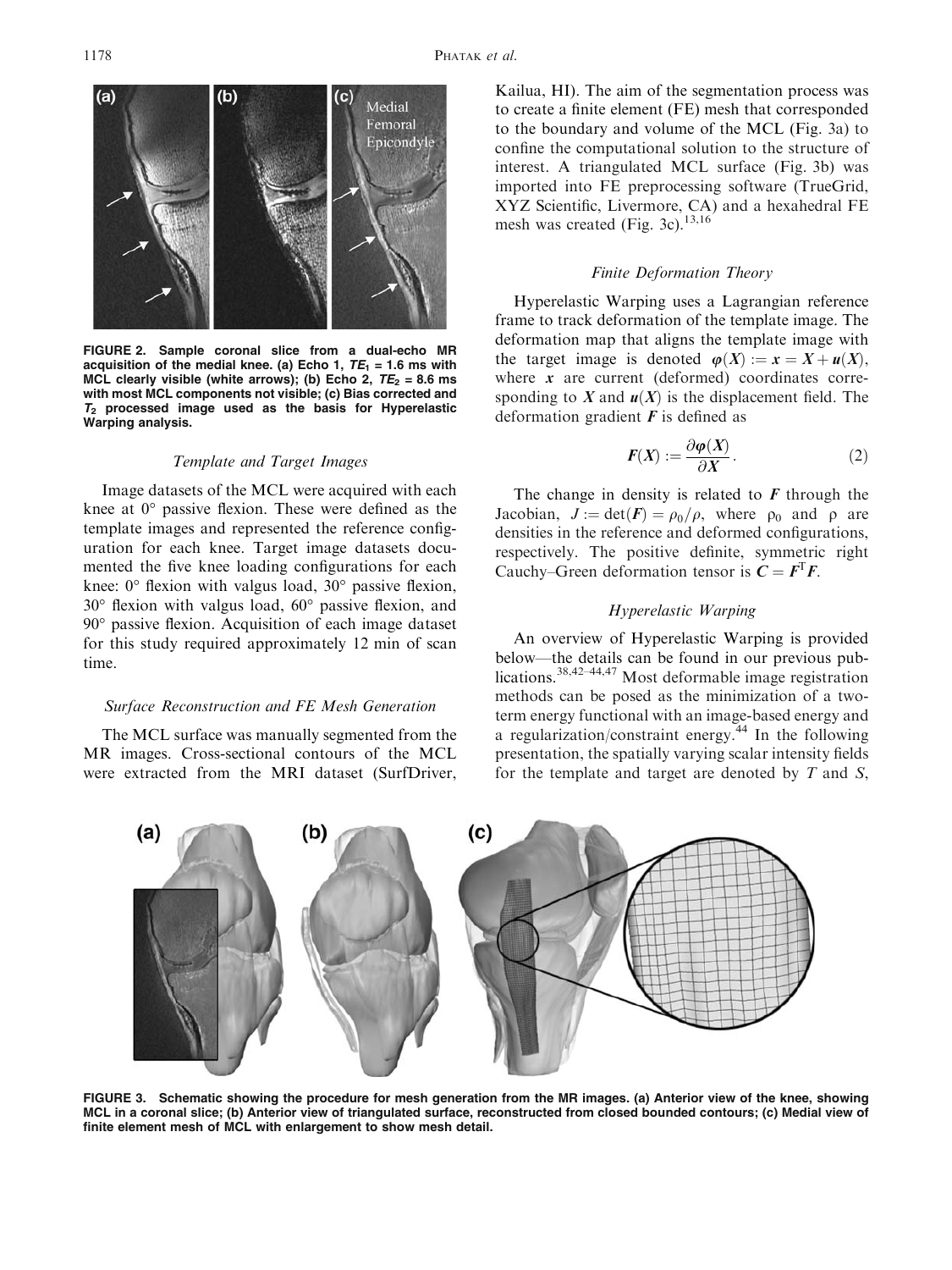FIGURE 2. Sample coronal slice from a dual-echo MR acquisition of the medial knee. (a) Echo 1, $TE_1$ = 1.6 ms with MCL clearly visible (white arrows); (b) Echo 2, $TE_2$ = 8.6 ms with most MCL components not visible; (c) Bias corrected and $T_2$ processed image used as the basis for Hyperelastic Warping analysis.

### Template and Target Images

Image datasets of the MCL were acquired with each knee at 0° passive flexion. These were defined as the template images and represented the reference configuration for each knee. Target image datasets documented the five knee loading configurations for each knee: 0° flexion with valgus load, 30° passive flexion, 30° flexion with valgus load, 60° passive flexion, and 90° passive flexion. Acquisition of each image dataset for this study required approximately 12 min of scan time.

### Surface Reconstruction and FE Mesh Generation

The MCL surface was manually segmented from the MR images. Cross-sectional contours of the MCL were extracted from the MRI dataset (SurfDriver, Kailua, HI). The aim of the segmentation process was to create a finite element (FE) mesh that corresponded to the boundary and volume of the MCL (Fig. 3a) to confine the computational solution to the structure of interest. A triangulated MCL surface (Fig. 3b) was imported into FE preprocessing software (TrueGrid, XYZ Scientific, Livermore, CA) and a hexahedral FE mesh was created (Fig. 3c).[13,16]

### Finite Deformation Theory

Hyperelastic Warping uses a Lagrangian reference frame to track deformation of the template image. The deformation map that aligns the template image with the target image is denoted $\boldsymbol{\varphi}(\boldsymbol{X}) := \boldsymbol{x} = \boldsymbol{X} + \boldsymbol{u}(\boldsymbol{X})$, where $\boldsymbol{x}$ are current (deformed) coordinates corresponding to $\boldsymbol{X}$ and $\boldsymbol{u}(\boldsymbol{X})$ is the displacement field. The deformation gradient $\boldsymbol{F}$ is defined as

$$\boldsymbol{F}(\boldsymbol{X}) := \frac{\partial \boldsymbol{\varphi}(\boldsymbol{X})}{\partial \boldsymbol{X}}. \tag{2}$$

The change in density is related to $\boldsymbol{F}$ through the Jacobian, $J := \det(\boldsymbol{F}) = \rho_0/\rho$, where $\rho_0$ and $\rho$ are densities in the reference and deformed configurations, respectively. The positive definite, symmetric right Cauchy–Green deformation tensor is $\boldsymbol{C} = \boldsymbol{F}^{\mathrm{T}}\boldsymbol{F}$.

### Hyperelastic Warping

An overview of Hyperelastic Warping is provided below—the details can be found in our previous publications.[38,42–44,47] Most deformable image registration methods can be posed as the minimization of a two-term energy functional with an image-based energy and a regularization/constraint energy.[44] In the following presentation, the spatially varying scalar intensity fields for the template and target are denoted by $T$ and $S$,

FIGURE 3. Schematic showing the procedure for mesh generation from the MR images. (a) Anterior view of the knee, showing MCL in a coronal slice; (b) Anterior view of triangulated surface, reconstructed from closed bounded contours; (c) Medial view of finite element mesh of MCL with enlargement to show mesh detail.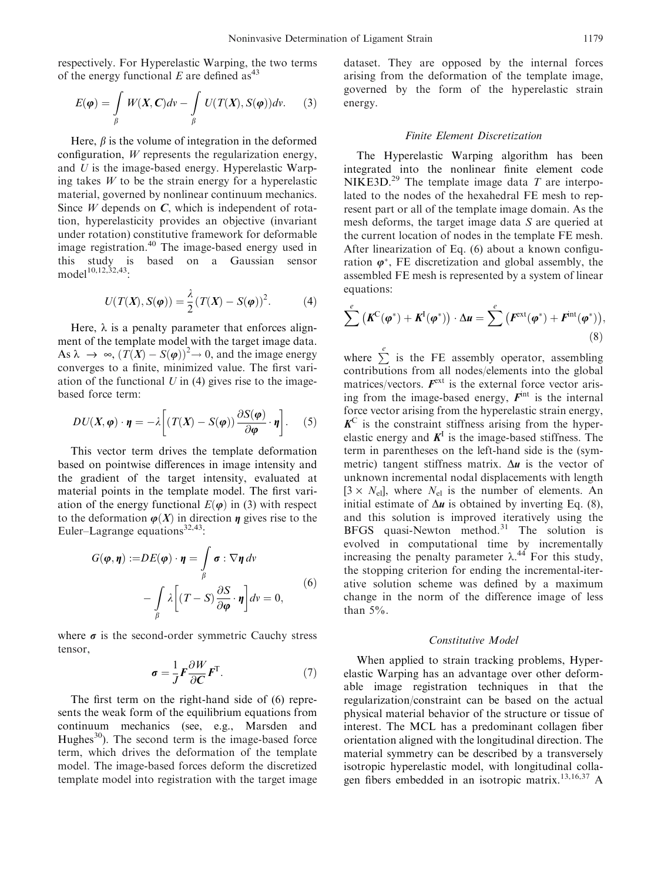respectively. For Hyperelastic Warping, the two terms of the energy functional $E$ are defined as[43]

$$E(\boldsymbol{\varphi}) = \int_{\beta} W(\boldsymbol{X}, \boldsymbol{C}) dv - \int_{\beta} U(T(\boldsymbol{X}), S(\boldsymbol{\varphi})) dv. \quad (3)$$

Here, $\beta$ is the volume of integration in the deformed configuration, $W$ represents the regularization energy, and $U$ is the image-based energy. Hyperelastic Warping takes $W$ to be the strain energy for a hyperelastic material, governed by nonlinear continuum mechanics. Since $W$ depends on $\boldsymbol{C}$, which is independent of rotation, hyperelasticity provides an objective (invariant under rotation) constitutive framework for deformable image registration.[40] The image-based energy used in this study is based on a Gaussian sensor model[10,12,32,43]:

$$U(T(\boldsymbol{X}), S(\boldsymbol{\varphi})) = \frac{\lambda}{2}(T(\boldsymbol{X}) - S(\boldsymbol{\varphi}))^2. \quad (4)$$

Here, $\lambda$ is a penalty parameter that enforces alignment of the template model with the target image data. As $\lambda \rightarrow \infty$, $(T(\boldsymbol{X}) - S(\boldsymbol{\varphi}))^2 \rightarrow 0$, and the image energy converges to a finite, minimized value. The first variation of the functional $U$ in (4) gives rise to the image-based force term:

$$DU(\boldsymbol{X}, \boldsymbol{\varphi}) \cdot \boldsymbol{\eta} = -\lambda \left[ (T(\boldsymbol{X}) - S(\boldsymbol{\varphi})) \frac{\partial S(\boldsymbol{\varphi})}{\partial \boldsymbol{\varphi}} \cdot \boldsymbol{\eta} \right]. \quad (5)$$

This vector term drives the template deformation based on pointwise differences in image intensity and the gradient of the target intensity, evaluated at material points in the template model. The first variation of the energy functional $E(\boldsymbol{\varphi})$ in (3) with respect to the deformation $\boldsymbol{\varphi}(\boldsymbol{X})$ in direction $\boldsymbol{\eta}$ gives rise to the Euler–Lagrange equations[32,43]:

$$G(\boldsymbol{\varphi}, \boldsymbol{\eta}) := DE(\boldsymbol{\varphi}) \cdot \boldsymbol{\eta} = \int_{\beta} \boldsymbol{\sigma} : \nabla \boldsymbol{\eta} \, dv - \int_{\beta} \lambda \left[ (T - S) \frac{\partial S}{\partial \boldsymbol{\varphi}} \cdot \boldsymbol{\eta} \right] dv = 0, \quad (6)$$

where $\boldsymbol{\sigma}$ is the second-order symmetric Cauchy stress tensor,

$$\boldsymbol{\sigma} = \frac{1}{J} \boldsymbol{F} \frac{\partial W}{\partial \boldsymbol{C}} \boldsymbol{F}^{\mathrm{T}}. \quad (7)$$

The first term on the right-hand side of (6) represents the weak form of the equilibrium equations from continuum mechanics (see, e.g., Marsden and Hughes[30]). The second term is the image-based force term, which drives the deformation of the template model. The image-based forces deform the discretized template model into registration with the target image dataset. They are opposed by the internal forces arising from the deformation of the template image, governed by the form of the hyperelastic strain energy.

### *Finite Element Discretization*

The Hyperelastic Warping algorithm has been integrated into the nonlinear finite element code NIKE3D.[29] The template image data $T$ are interpolated to the nodes of the hexahedral FE mesh to represent part or all of the template image domain. As the mesh deforms, the target image data $S$ are queried at the current location of nodes in the template FE mesh. After linearization of Eq. (6) about a known configuration $\boldsymbol{\varphi}^*$, FE discretization and global assembly, the assembled FE mesh is represented by a system of linear equations:

$$\sum^{e} \left( \boldsymbol{K}^{\mathrm{C}}(\boldsymbol{\varphi}^*) + \boldsymbol{K}^{\mathrm{I}}(\boldsymbol{\varphi}^*) \right) \cdot \Delta \boldsymbol{u} = \sum^{e} \left( \boldsymbol{F}^{\mathrm{ext}}(\boldsymbol{\varphi}^*) + \boldsymbol{F}^{\mathrm{int}}(\boldsymbol{\varphi}^*) \right), \quad (8)$$

where $\sum^{e}$ is the FE assembly operator, assembling contributions from all nodes/elements into the global matrices/vectors. $\boldsymbol{F}^{\mathrm{ext}}$ is the external force vector arising from the image-based energy, $\boldsymbol{F}^{\mathrm{int}}$ is the internal force vector arising from the hyperelastic strain energy, $\boldsymbol{K}^{\mathrm{C}}$ is the constraint stiffness arising from the hyperelastic energy and $\boldsymbol{K}^{\mathrm{I}}$ is the image-based stiffness. The term in parentheses on the left-hand side is the (symmetric) tangent stiffness matrix. $\Delta \boldsymbol{u}$ is the vector of unknown incremental nodal displacements with length $[3 \times N_{\mathrm{el}}]$, where $N_{\mathrm{el}}$ is the number of elements. An initial estimate of $\Delta \boldsymbol{u}$ is obtained by inverting Eq. (8), and this solution is improved iteratively using the BFGS quasi-Newton method.[31] The solution is evolved in computational time by incrementally increasing the penalty parameter $\lambda$.[44] For this study, the stopping criterion for ending the incremental-iterative solution scheme was defined by a maximum change in the norm of the difference image of less than 5%.

### *Constitutive Model*

When applied to strain tracking problems, Hyperelastic Warping has an advantage over other deformable image registration techniques in that the regularization/constraint can be based on the actual physical material behavior of the structure or tissue of interest. The MCL has a predominant collagen fiber orientation aligned with the longitudinal direction. The material symmetry can be described by a transversely isotropic hyperelastic model, with longitudinal collagen fibers embedded in an isotropic matrix.[13,16,37] A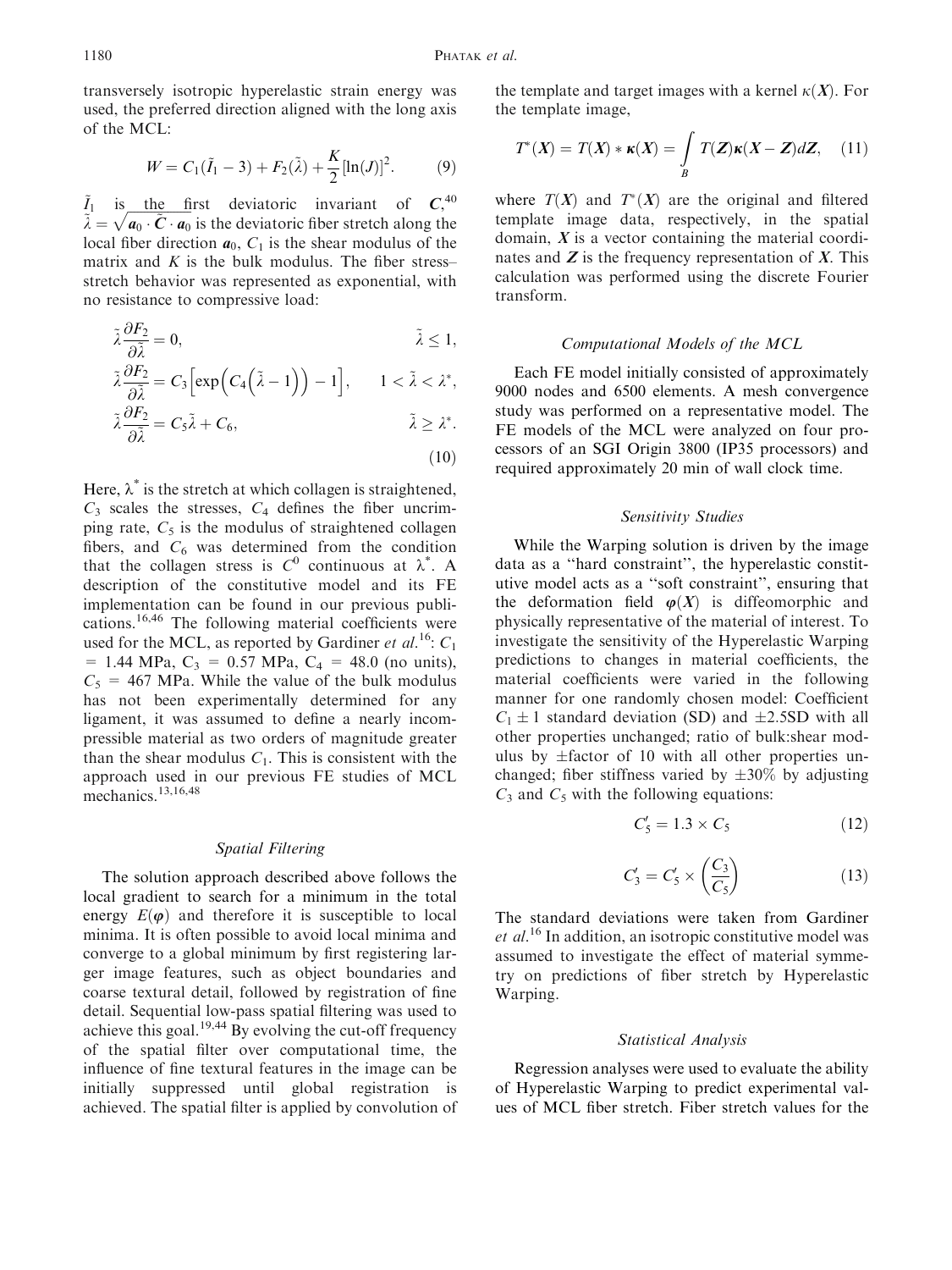transversely isotropic hyperelastic strain energy was used, the preferred direction aligned with the long axis of the MCL:

$$W = C_1(\tilde{I}_1 - 3) + F_2(\tilde{\lambda}) + \frac{K}{2}[\ln(J)]^2. \quad (9)$$

$\tilde{I}_1$ is the first deviatoric invariant of $\tilde{C}$,[40] $\tilde{\lambda} = \sqrt{a_0 \cdot \tilde{C} \cdot a_0}$ is the deviatoric fiber stretch along the local fiber direction $a_0$, $C_1$ is the shear modulus of the matrix and $K$ is the bulk modulus. The fiber stress–stretch behavior was represented as exponential, with no resistance to compressive load:

$$\begin{aligned}
\tilde{\lambda}\frac{\partial F_2}{\partial \tilde{\lambda}} &= 0, & \tilde{\lambda} \leq 1,\\
\tilde{\lambda}\frac{\partial F_2}{\partial \tilde{\lambda}} &= C_3\left[\exp\left(C_4\left(\tilde{\lambda} - 1\right)\right) - 1\right], & 1 < \tilde{\lambda} < \lambda^*,\\
\tilde{\lambda}\frac{\partial F_2}{\partial \tilde{\lambda}} &= C_5\tilde{\lambda} + C_6, & \tilde{\lambda} \geq \lambda^*.
\end{aligned} \quad (10)$$

Here, $\lambda^*$ is the stretch at which collagen is straightened, $C_3$ scales the stresses, $C_4$ defines the fiber uncrimping rate, $C_5$ is the modulus of straightened collagen fibers, and $C_6$ was determined from the condition that the collagen stress is $C^0$ continuous at $\lambda^*$. A description of the constitutive model and its FE implementation can be found in our previous publications.[16,46] The following material coefficients were used for the MCL, as reported by Gardiner *et al.*[16]: $C_1$ = 1.44 MPa, $C_3$ = 0.57 MPa, $C_4$ = 48.0 (no units), $C_5$ = 467 MPa. While the value of the bulk modulus has not been experimentally determined for any ligament, it was assumed to define a nearly incompressible material as two orders of magnitude greater than the shear modulus $C_1$. This is consistent with the approach used in our previous FE studies of MCL mechanics.[13,16,48]

### Spatial Filtering

The solution approach described above follows the local gradient to search for a minimum in the total energy $E(\varphi)$ and therefore it is susceptible to local minima. It is often possible to avoid local minima and converge to a global minimum by first registering larger image features, such as object boundaries and coarse textural detail, followed by registration of fine detail. Sequential low-pass spatial filtering was used to achieve this goal.[19,44] By evolving the cut-off frequency of the spatial filter over computational time, the influence of fine textural features in the image can be initially suppressed until global registration is achieved. The spatial filter is applied by convolution of the template and target images with a kernel $\kappa(X)$. For the template image,

$$T^*(X) = T(X) * \kappa(X) = \int_B T(Z)\kappa(X - Z)dZ, \quad (11)$$

where $T(X)$ and $T^*(X)$ are the original and filtered template image data, respectively, in the spatial domain, $X$ is a vector containing the material coordinates and $Z$ is the frequency representation of $X$. This calculation was performed using the discrete Fourier transform.

### Computational Models of the MCL

Each FE model initially consisted of approximately 9000 nodes and 6500 elements. A mesh convergence study was performed on a representative model. The FE models of the MCL were analyzed on four processors of an SGI Origin 3800 (IP35 processors) and required approximately 20 min of wall clock time.

### Sensitivity Studies

While the Warping solution is driven by the image data as a "hard constraint", the hyperelastic constitutive model acts as a "soft constraint", ensuring that the deformation field $\varphi(X)$ is diffeomorphic and physically representative of the material of interest. To investigate the sensitivity of the Hyperelastic Warping predictions to changes in material coefficients, the material coefficients were varied in the following manner for one randomly chosen model: Coefficient $C_1 \pm 1$ standard deviation (SD) and $\pm 2.5$SD with all other properties unchanged; ratio of bulk:shear modulus by $\pm$factor of 10 with all other properties unchanged; fiber stiffness varied by $\pm 30\%$ by adjusting $C_3$ and $C_5$ with the following equations:

$$C_5' = 1.3 \times C_5 \quad (12)$$

$$C_3' = C_5' \times \left(\frac{C_3}{C_5}\right) \quad (13)$$

The standard deviations were taken from Gardiner *et al.*[16] In addition, an isotropic constitutive model was assumed to investigate the effect of material symmetry on predictions of fiber stretch by Hyperelastic Warping.

### Statistical Analysis

Regression analyses were used to evaluate the ability of Hyperelastic Warping to predict experimental values of MCL fiber stretch. Fiber stretch values for the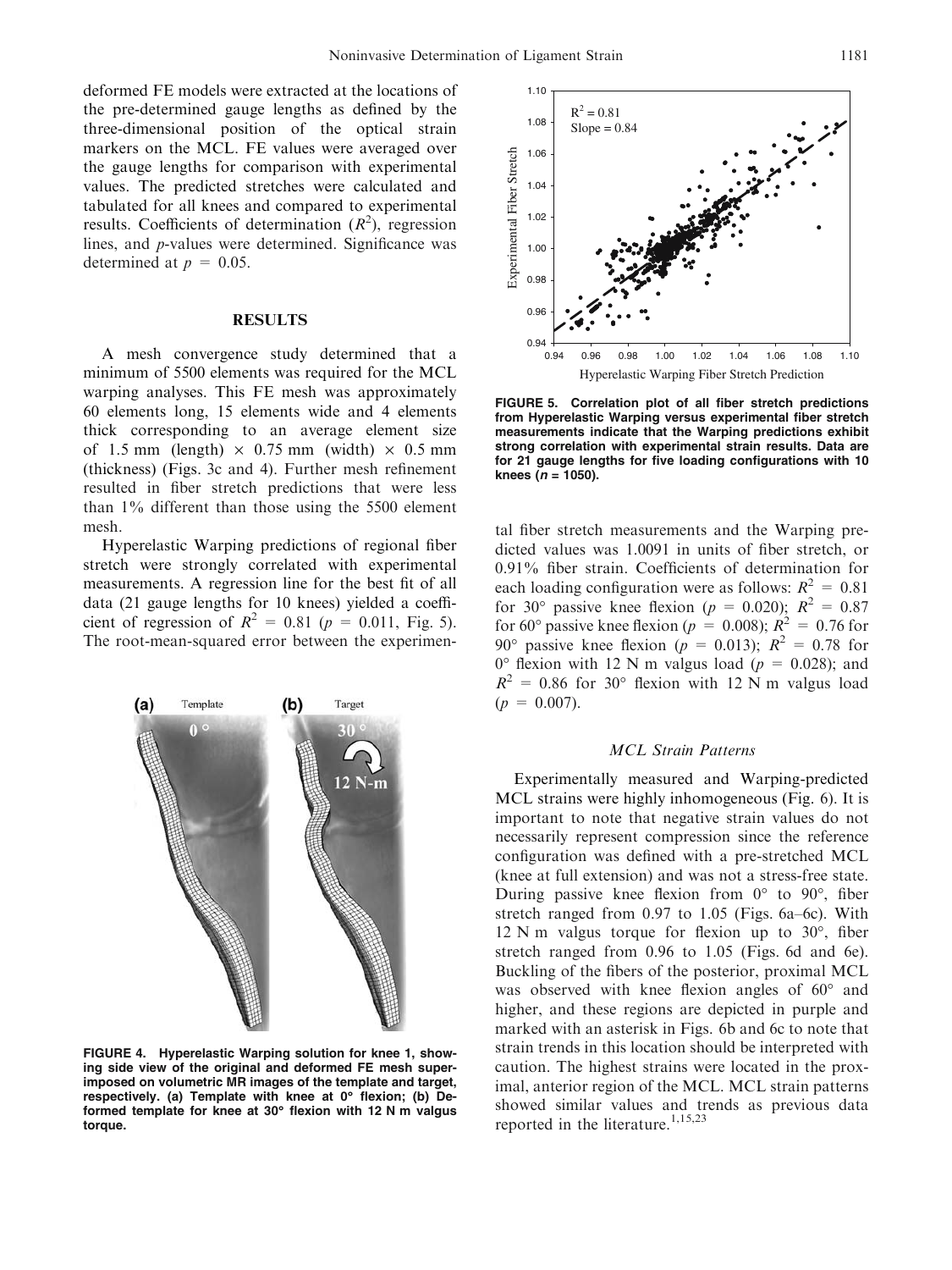deformed FE models were extracted at the locations of the pre-determined gauge lengths as defined by the three-dimensional position of the optical strain markers on the MCL. FE values were averaged over the gauge lengths for comparison with experimental values. The predicted stretches were calculated and tabulated for all knees and compared to experimental results. Coefficients of determination ($R^2$), regression lines, and $p$-values were determined. Significance was determined at $p = 0.05$.

## RESULTS

A mesh convergence study determined that a minimum of 5500 elements was required for the MCL warping analyses. This FE mesh was approximately 60 elements long, 15 elements wide and 4 elements thick corresponding to an average element size of 1.5 mm (length) × 0.75 mm (width) × 0.5 mm (thickness) (Figs. 3c and 4). Further mesh refinement resulted in fiber stretch predictions that were less than 1% different than those using the 5500 element mesh.

Hyperelastic Warping predictions of regional fiber stretch were strongly correlated with experimental measurements. A regression line for the best fit of all data (21 gauge lengths for 10 knees) yielded a coefficient of regression of $R^2 = 0.81$ ($p = 0.011$, Fig. 5). The root-mean-squared error between the experimental fiber stretch measurements and the Warping predicted values was 1.0091 in units of fiber stretch, or 0.91% fiber strain. Coefficients of determination for each loading configuration were as follows: $R^2 = 0.81$ for 30° passive knee flexion ($p = 0.020$); $R^2 = 0.87$ for 60° passive knee flexion ($p = 0.008$); $R^2 = 0.76$ for 90° passive knee flexion ($p = 0.013$); $R^2 = 0.78$ for 0° flexion with 12 N m valgus load ($p = 0.028$); and $R^2 = 0.86$ for 30° flexion with 12 N m valgus load ($p = 0.007$).

**FIGURE 4. Hyperelastic Warping solution for knee 1, showing side view of the original and deformed FE mesh superimposed on volumetric MR images of the template and target, respectively. (a) Template with knee at 0° flexion; (b) Deformed template for knee at 30° flexion with 12 N m valgus torque.**

**FIGURE 5. Correlation plot of all fiber stretch predictions from Hyperelastic Warping versus experimental fiber stretch measurements indicate that the Warping predictions exhibit strong correlation with experimental strain results. Data are for 21 gauge lengths for five loading configurations with 10 knees ($n = 1050$).**

### *MCL Strain Patterns*

Experimentally measured and Warping-predicted MCL strains were highly inhomogeneous (Fig. 6). It is important to note that negative strain values do not necessarily represent compression since the reference configuration was defined with a pre-stretched MCL (knee at full extension) and was not a stress-free state. During passive knee flexion from 0° to 90°, fiber stretch ranged from 0.97 to 1.05 (Figs. 6a–6c). With 12 N m valgus torque for flexion up to 30°, fiber stretch ranged from 0.96 to 1.05 (Figs. 6d and 6e). Buckling of the fibers of the posterior, proximal MCL was observed with knee flexion angles of 60° and higher, and these regions are depicted in purple and marked with an asterisk in Figs. 6b and 6c to note that strain trends in this location should be interpreted with caution. The highest strains were located in the proximal, anterior region of the MCL. MCL strain patterns showed similar values and trends as previous data reported in the literature.[1,15,23]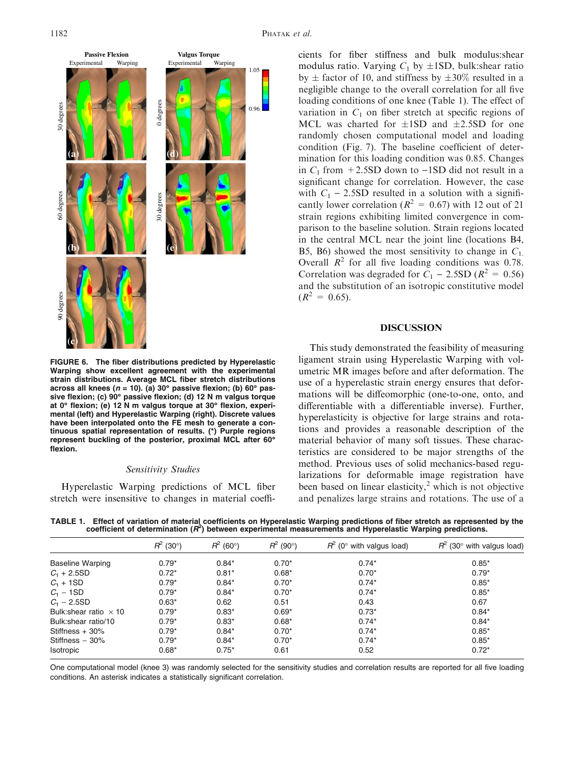FIGURE 6. The fiber distributions predicted by Hyperelastic Warping show excellent agreement with the experimental strain distributions. Average MCL fiber stretch distributions across all knees ($n = 10$). (a) 30° passive flexion; (b) 60° passive flexion; (c) 90° passive flexion; (d) 12 N m valgus torque at 0° flexion; (e) 12 N m valgus torque at 30° flexion, experimental (left) and Hyperelastic Warping (right). Discrete values have been interpolated onto the FE mesh to generate a continuous spatial representation of results. (*) Purple regions represent buckling of the posterior, proximal MCL after 60° flexion.

### Sensitivity Studies

Hyperelastic Warping predictions of MCL fiber stretch were insensitive to changes in material coefficients for fiber stiffness and bulk modulus:shear modulus ratio. Varying $C_1$ by ±1SD, bulk:shear ratio by ± factor of 10, and stiffness by ±30% resulted in a negligible change to the overall correlation for all five loading conditions of one knee (Table 1). The effect of variation in $C_1$ on fiber stretch at specific regions of MCL was charted for ±1SD and ±2.5SD for one randomly chosen computational model and loading condition (Fig. 7). The baseline coefficient of determination for this loading condition was 0.85. Changes in $C_1$ from +2.5SD down to −1SD did not result in a significant change for correlation. However, the case with $C_1$ − 2.5SD resulted in a solution with a significantly lower correlation ($R^2 = 0.67$) with 12 out of 21 strain regions exhibiting limited convergence in comparison to the baseline solution. Strain regions located in the central MCL near the joint line (locations B4, B5, B6) showed the most sensitivity to change in $C_1$. Overall $R^2$ for all five loading conditions was 0.78. Correlation was degraded for $C_1$ − 2.5SD ($R^2 = 0.56$) and the substitution of an isotropic constitutive model ($R^2 = 0.65$).

## DISCUSSION

This study demonstrated the feasibility of measuring ligament strain using Hyperelastic Warping with volumetric MR images before and after deformation. The use of a hyperelastic strain energy ensures that deformations will be diffeomorphic (one-to-one, onto, and differentiable with a differentiable inverse). Further, hyperelasticity is objective for large strains and rotations and provides a reasonable description of the material behavior of many soft tissues. These characteristics are considered to be major strengths of the method. Previous uses of solid mechanics-based regularizations for deformable image registration have been based on linear elasticity,[2] which is not objective and penalizes large strains and rotations. The use of a

TABLE 1. Effect of variation of material coefficients on Hyperelastic Warping predictions of fiber stretch as represented by the coefficient of determination ($R^2$) between experimental measurements and Hyperelastic Warping predictions.

| | $R^2$ (30°) | $R^2$ (60°) | $R^2$ (90°) | $R^2$ (0° with valgus load) | $R^2$ (30° with valgus load) |
|---|---|---|---|---|---|
| Baseline Warping | 0.79* | 0.84* | 0.70* | 0.74* | 0.85* |
| $C_1$ + 2.5SD | 0.72* | 0.81* | 0.68* | 0.70* | 0.79* |
| $C_1$ + 1SD | 0.79* | 0.84* | 0.70* | 0.74* | 0.85* |
| $C_1$ − 1SD | 0.79* | 0.84* | 0.70* | 0.74* | 0.85* |
| $C_1$ − 2.5SD | 0.63* | 0.62 | 0.51 | 0.43 | 0.67 |
| Bulk:shear ratio × 10 | 0.79* | 0.83* | 0.69* | 0.73* | 0.84* |
| Bulk:shear ratio/10 | 0.79* | 0.83* | 0.68* | 0.74* | 0.84* |
| Stiffness + 30% | 0.79* | 0.84* | 0.70* | 0.74* | 0.85* |
| Stiffness − 30% | 0.79* | 0.84* | 0.70* | 0.74* | 0.85* |
| Isotropic | 0.68* | 0.75* | 0.61 | 0.52 | 0.72* |

One computational model (knee 3) was randomly selected for the sensitivity studies and correlation results are reported for all five loading conditions. An asterisk indicates a statistically significant correlation.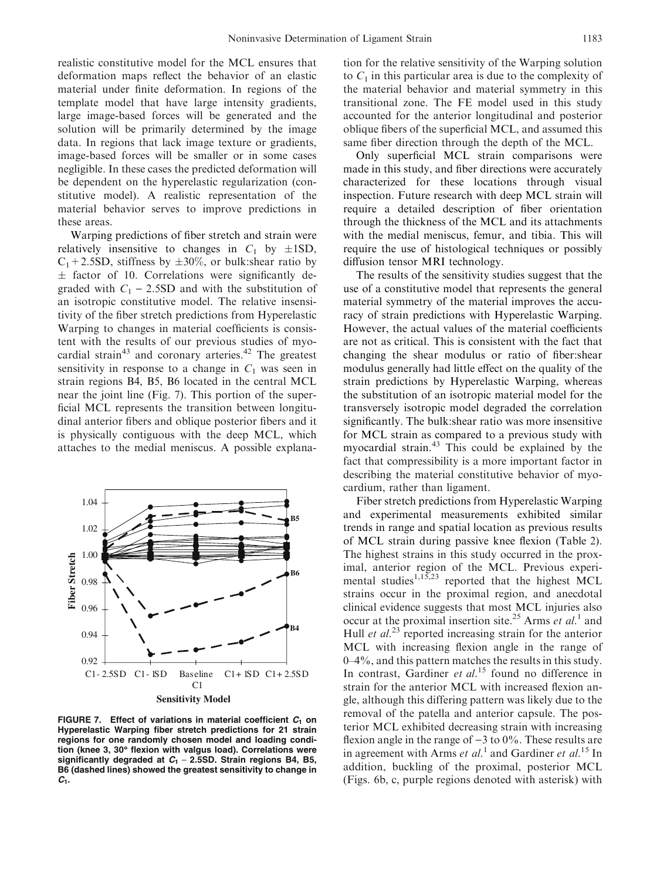realistic constitutive model for the MCL ensures that deformation maps reflect the behavior of an elastic material under finite deformation. In regions of the template model that have large intensity gradients, large image-based forces will be generated and the solution will be primarily determined by the image data. In regions that lack image texture or gradients, image-based forces will be smaller or in some cases negligible. In these cases the predicted deformation will be dependent on the hyperelastic regularization (constitutive model). A realistic representation of the material behavior serves to improve predictions in these areas.

Warping predictions of fiber stretch and strain were relatively insensitive to changes in $C_1$ by $\pm$1SD, $C_1 + 2.5$SD, stiffness by $\pm$30%, or bulk:shear ratio by $\pm$ factor of 10. Correlations were significantly degraded with $C_1 - 2.5$SD and with the substitution of an isotropic constitutive model. The relative insensitivity of the fiber stretch predictions from Hyperelastic Warping to changes in material coefficients is consistent with the results of our previous studies of myocardial strain[43] and coronary arteries.[42] The greatest sensitivity in response to a change in $C_1$ was seen in strain regions B4, B5, B6 located in the central MCL near the joint line (Fig. 7). This portion of the superficial MCL represents the transition between longitudinal anterior fibers and oblique posterior fibers and it is physically contiguous with the deep MCL, which attaches to the medial meniscus. A possible explanation for the relative sensitivity of the Warping solution to $C_1$ in this particular area is due to the complexity of the material behavior and material symmetry in this transitional zone. The FE model used in this study accounted for the anterior longitudinal and posterior oblique fibers of the superficial MCL, and assumed this same fiber direction through the depth of the MCL.

**FIGURE 7. Effect of variations in material coefficient $C_1$ on Hyperelastic Warping fiber stretch predictions for 21 strain regions for one randomly chosen model and loading condition (knee 3, 30° flexion with valgus load). Correlations were significantly degraded at $C_1 - 2.5$SD. Strain regions B4, B5, B6 (dashed lines) showed the greatest sensitivity to change in $C_1$.**

Only superficial MCL strain comparisons were made in this study, and fiber directions were accurately characterized for these locations through visual inspection. Future research with deep MCL strain will require a detailed description of fiber orientation through the thickness of the MCL and its attachments with the medial meniscus, femur, and tibia. This will require the use of histological techniques or possibly diffusion tensor MRI technology.

The results of the sensitivity studies suggest that the use of a constitutive model that represents the general material symmetry of the material improves the accuracy of strain predictions with Hyperelastic Warping. However, the actual values of the material coefficients are not as critical. This is consistent with the fact that changing the shear modulus or ratio of fiber:shear modulus generally had little effect on the quality of the strain predictions by Hyperelastic Warping, whereas the substitution of an isotropic material model for the transversely isotropic model degraded the correlation significantly. The bulk:shear ratio was more insensitive for MCL strain as compared to a previous study with myocardial strain.[43] This could be explained by the fact that compressibility is a more important factor in describing the material constitutive behavior of myocardium, rather than ligament.

Fiber stretch predictions from Hyperelastic Warping and experimental measurements exhibited similar trends in range and spatial location as previous results of MCL strain during passive knee flexion (Table 2). The highest strains in this study occurred in the proximal, anterior region of the MCL. Previous experimental studies[1,15,23] reported that the highest MCL strains occur in the proximal region, and anecdotal clinical evidence suggests that most MCL injuries also occur at the proximal insertion site.[25] Arms *et al.*[1] and Hull *et al.*[23] reported increasing strain for the anterior MCL with increasing flexion angle in the range of 0–4%, and this pattern matches the results in this study. In contrast, Gardiner *et al.*[15] found no difference in strain for the anterior MCL with increased flexion angle, although this differing pattern was likely due to the removal of the patella and anterior capsule. The posterior MCL exhibited decreasing strain with increasing flexion angle in the range of −3 to 0%. These results are in agreement with Arms *et al.*[1] and Gardiner *et al.*[15] In addition, buckling of the proximal, posterior MCL (Figs. 6b, c, purple regions denoted with asterisk) with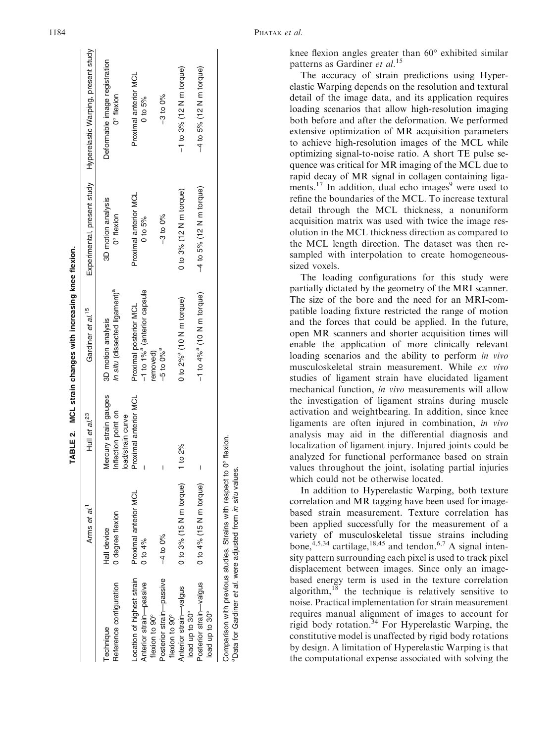TABLE 2. MCL strain changes with increasing knee flexion.

| Technique | Arms et al.[1] | Hull et al.[23] | Gardiner et al.[15] | Experimental, present study | Hyperelastic Warping, present study |
|---|---|---|---|---|---|
| Reference configuration | Hall device 0 degree flexion | Mercury strain gauges Inflection point on load/strain curve | 3D motion analysis *In situ* (dissected ligament)[a] | 3D motion analysis 0° flexion | Deformable image registration 0° flexion |
| Location of highest strain | Proximal anterior MCL | Proximal anterior MCL | Proximal posterior MCL | Proximal anterior MCL | Proximal anterior MCL |
| Anterior strain—passive flexion to 90° | 0 to 4% | – | –1 to 1%[a] (anterior capsule removed) | 0 to 5% | 0 to 5% |
| Posterior strain—passive flexion to 90° | –4 to 0% | – | –5 to 0%[a] | –3 to 0% | –3 to 0% |
| Anterior strain—valgus load up to 30° | 0 to 3% (15 N m torque) | 1 to 2% | 0 to 2%[a] (10 N m torque) | 0 to 3% (12 N m torque) | –1 to 3% (12 N m torque) |
| Posterior strain—valgus load up to 30° | 0 to 4% (15 N m torque) | – | –1 to 4%[a] (10 N m torque) | –4 to 5% (12 N m torque) | –4 to 5% (12 N m torque) |

Comparison with previous studies. Strains with respect to 0° flexion.
[a]Data for Gardiner *et al.* were adjusted from *in situ* values.

knee flexion angles greater than 60° exhibited similar patterns as Gardiner *et al.*[15]

The accuracy of strain predictions using Hyperelastic Warping depends on the resolution and textural detail of the image data, and its application requires loading scenarios that allow high-resolution imaging both before and after the deformation. We performed extensive optimization of MR acquisition parameters to achieve high-resolution images of the MCL while optimizing signal-to-noise ratio. A short TE pulse sequence was critical for MR imaging of the MCL due to rapid decay of MR signal in collagen containing ligaments.[17] In addition, dual echo images[9] were used to refine the boundaries of the MCL. To increase textural detail through the MCL thickness, a nonuniform acquisition matrix was used with twice the image resolution in the MCL thickness direction as compared to the MCL length direction. The dataset was then resampled with interpolation to create homogeneous-sized voxels.

The loading configurations for this study were partially dictated by the geometry of the MRI scanner. The size of the bore and the need for an MRI-compatible loading fixture restricted the range of motion and the forces that could be applied. In the future, open MR scanners and shorter acquisition times will enable the application of more clinically relevant loading scenarios and the ability to perform *in vivo* musculoskeletal strain measurement. While *ex vivo* studies of ligament strain have elucidated ligament mechanical function, *in vivo* measurements will allow the investigation of ligament strains during muscle activation and weightbearing. In addition, since knee ligaments are often injured in combination, *in vivo* analysis may aid in the differential diagnosis and localization of ligament injury. Injured joints could be analyzed for functional performance based on strain values throughout the joint, isolating partial injuries which could not be otherwise located.

In addition to Hyperelastic Warping, both texture correlation and MR tagging have been used for image-based strain measurement. Texture correlation has been applied successfully for the measurement of a variety of musculoskeletal tissue strains including bone,[4,5,34] cartilage,[18,45] and tendon.[6,7] A signal intensity pattern surrounding each pixel is used to track pixel displacement between images. Since only an image-based energy term is used in the texture correlation algorithm,[18] the technique is relatively sensitive to noise. Practical implementation for strain measurement requires manual alignment of images to account for rigid body rotation.[34] For Hyperelastic Warping, the constitutive model is unaffected by rigid body rotations by design. A limitation of Hyperelastic Warping is that the computational expense associated with solving the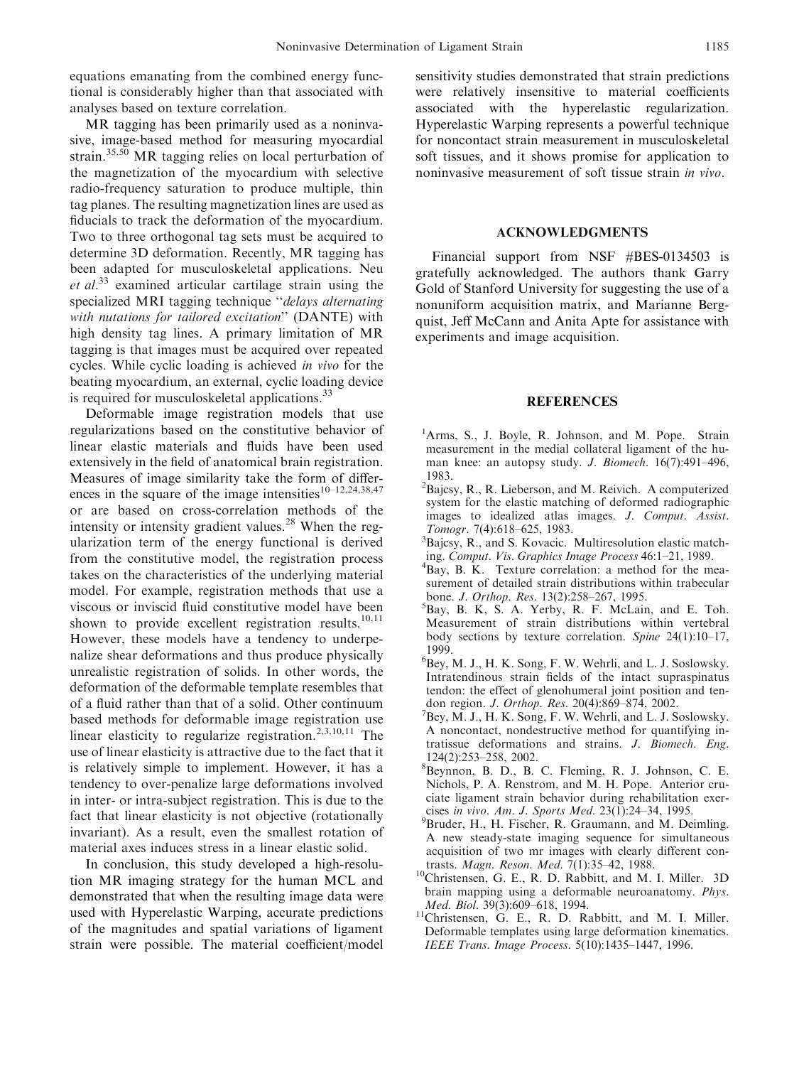equations emanating from the combined energy functional is considerably higher than that associated with analyses based on texture correlation.

MR tagging has been primarily used as a noninvasive, image-based method for measuring myocardial strain.[35,50] MR tagging relies on local perturbation of the magnetization of the myocardium with selective radio-frequency saturation to produce multiple, thin tag planes. The resulting magnetization lines are used as fiducials to track the deformation of the myocardium. Two to three orthogonal tag sets must be acquired to determine 3D deformation. Recently, MR tagging has been adapted for musculoskeletal applications. Neu *et al*.[33] examined articular cartilage strain using the specialized MRI tagging technique "*delays alternating with nutations for tailored excitation*" (DANTE) with high density tag lines. A primary limitation of MR tagging is that images must be acquired over repeated cycles. While cyclic loading is achieved *in vivo* for the beating myocardium, an external, cyclic loading device is required for musculoskeletal applications.[33]

Deformable image registration models that use regularizations based on the constitutive behavior of linear elastic materials and fluids have been used extensively in the field of anatomical brain registration. Measures of image similarity take the form of differences in the square of the image intensities[10–12,24,38,47] or are based on cross-correlation methods of the intensity or intensity gradient values.[28] When the regularization term of the energy functional is derived from the constitutive model, the registration process takes on the characteristics of the underlying material model. For example, registration methods that use a viscous or inviscid fluid constitutive model have been shown to provide excellent registration results.[10,11] However, these models have a tendency to underpenalize shear deformations and thus produce physically unrealistic registration of solids. In other words, the deformation of the deformable template resembles that of a fluid rather than that of a solid. Other continuum based methods for deformable image registration use linear elasticity to regularize registration.[2,3,10,11] The use of linear elasticity is attractive due to the fact that it is relatively simple to implement. However, it has a tendency to over-penalize large deformations involved in inter- or intra-subject registration. This is due to the fact that linear elasticity is not objective (rotationally invariant). As a result, even the smallest rotation of material axes induces stress in a linear elastic solid.

In conclusion, this study developed a high-resolution MR imaging strategy for the human MCL and demonstrated that when the resulting image data were used with Hyperelastic Warping, accurate predictions of the magnitudes and spatial variations of ligament strain were possible. The material coefficient/model sensitivity studies demonstrated that strain predictions were relatively insensitive to material coefficients associated with the hyperelastic regularization. Hyperelastic Warping represents a powerful technique for noncontact strain measurement in musculoskeletal soft tissues, and it shows promise for application to noninvasive measurement of soft tissue strain *in vivo*.

## ACKNOWLEDGMENTS

Financial support from NSF #BES-0134503 is gratefully acknowledged. The authors thank Garry Gold of Stanford University for suggesting the use of a nonuniform acquisition matrix, and Marianne Bergquist, Jeff McCann and Anita Apte for assistance with experiments and image acquisition.

## REFERENCES

[1] Arms, S., J. Boyle, R. Johnson, and M. Pope. Strain measurement in the medial collateral ligament of the human knee: an autopsy study. *J. Biomech*. 16(7):491–496, 1983.

[2] Bajcsy, R., R. Lieberson, and M. Reivich. A computerized system for the elastic matching of deformed radiographic images to idealized atlas images. *J. Comput. Assist. Tomogr*. 7(4):618–625, 1983.

[3] Bajcsy, R., and S. Kovacic. Multiresolution elastic matching. *Comput. Vis. Graphics Image Process* 46:1–21, 1989.

[4] Bay, B. K. Texture correlation: a method for the measurement of detailed strain distributions within trabecular bone. *J. Orthop. Res*. 13(2):258–267, 1995.

[5] Bay, B. K, S. A. Yerby, R. F. McLain, and E. Toh. Measurement of strain distributions within vertebral body sections by texture correlation. *Spine* 24(1):10–17, 1999.

[6] Bey, M. J., H. K. Song, F. W. Wehrli, and L. J. Soslowsky. Intratendinous strain fields of the intact supraspinatus tendon: the effect of glenohumeral joint position and tendon region. *J. Orthop. Res*. 20(4):869–874, 2002.

[7] Bey, M. J., H. K. Song, F. W. Wehrli, and L. J. Soslowsky. A noncontact, nondestructive method for quantifying intratissue deformations and strains. *J. Biomech. Eng*. 124(2):253–258, 2002.

[8] Beynnon, B. D., B. C. Fleming, R. J. Johnson, C. E. Nichols, P. A. Renstrom, and M. H. Pope. Anterior cruciate ligament strain behavior during rehabilitation exercises *in vivo*. *Am. J. Sports Med*. 23(1):24–34, 1995.

[9] Bruder, H., H. Fischer, R. Graumann, and M. Deimling. A new steady-state imaging sequence for simultaneous acquisition of two mr images with clearly different contrasts. *Magn. Reson. Med*. 7(1):35–42, 1988.

[10] Christensen, G. E., R. D. Rabbitt, and M. I. Miller. 3D brain mapping using a deformable neuroanatomy. *Phys. Med. Biol*. 39(3):609–618, 1994.

[11] Christensen, G. E., R. D. Rabbitt, and M. I. Miller. Deformable templates using large deformation kinematics. *IEEE Trans. Image Process*. 5(10):1435–1447, 1996.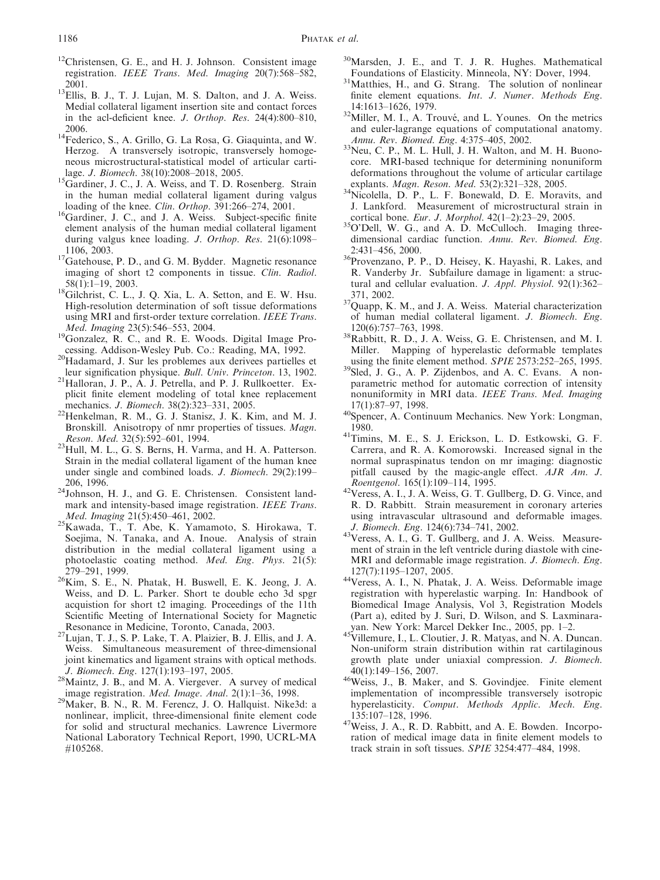[12]Christensen, G. E., and H. J. Johnson. Consistent image registration. *IEEE Trans. Med. Imaging* 20(7):568–582, 2001.

[13]Ellis, B. J., T. J. Lujan, M. S. Dalton, and J. A. Weiss. Medial collateral ligament insertion site and contact forces in the acl-deficient knee. *J. Orthop. Res.* 24(4):800–810, 2006.

[14]Federico, S., A. Grillo, G. La Rosa, G. Giaquinta, and W. Herzog. A transversely isotropic, transversely homogeneous microstructural-statistical model of articular cartilage. *J. Biomech.* 38(10):2008–2018, 2005.

[15]Gardiner, J. C., J. A. Weiss, and T. D. Rosenberg. Strain in the human medial collateral ligament during valgus loading of the knee. *Clin. Orthop.* 391:266–274, 2001.

[16]Gardiner, J. C., and J. A. Weiss. Subject-specific finite element analysis of the human medial collateral ligament during valgus knee loading. *J. Orthop. Res.* 21(6):1098–1106, 2003.

[17]Gatehouse, P. D., and G. M. Bydder. Magnetic resonance imaging of short t2 components in tissue. *Clin. Radiol.* 58(1):1–19, 2003.

[18]Gilchrist, C. L., J. Q. Xia, L. A. Setton, and E. W. Hsu. High-resolution determination of soft tissue deformations using MRI and first-order texture correlation. *IEEE Trans. Med. Imaging* 23(5):546–553, 2004.

[19]Gonzalez, R. C., and R. E. Woods. Digital Image Processing. Addison-Wesley Pub. Co.: Reading, MA, 1992.

[20]Hadamard, J. Sur les problemes aux derivees partielles et leur signification physique. *Bull. Univ. Princeton*. 13, 1902.

[21]Halloran, J. P., A. J. Petrella, and P. J. Rullkoetter. Explicit finite element modeling of total knee replacement mechanics. *J. Biomech.* 38(2):323–331, 2005.

[22]Henkelman, R. M., G. J. Stanisz, J. K. Kim, and M. J. Bronskill. Anisotropy of nmr properties of tissues. *Magn. Reson. Med.* 32(5):592–601, 1994.

[23]Hull, M. L., G. S. Berns, H. Varma, and H. A. Patterson. Strain in the medial collateral ligament of the human knee under single and combined loads. *J. Biomech.* 29(2):199–206, 1996.

[24]Johnson, H. J., and G. E. Christensen. Consistent landmark and intensity-based image registration. *IEEE Trans. Med. Imaging* 21(5):450–461, 2002.

[25]Kawada, T., T. Abe, K. Yamamoto, S. Hirokawa, T. Soejima, N. Tanaka, and A. Inoue. Analysis of strain distribution in the medial collateral ligament using a photoelastic coating method. *Med. Eng. Phys.* 21(5):279–291, 1999.

[26]Kim, S. E., N. Phatak, H. Buswell, E. K. Jeong, J. A. Weiss, and D. L. Parker. Short te double echo 3d spgr acquistion for short t2 imaging. Proceedings of the 11th Scientific Meeting of International Society for Magnetic Resonance in Medicine, Toronto, Canada, 2003.

[27]Lujan, T. J., S. P. Lake, T. A. Plaizier, B. J. Ellis, and J. A. Weiss. Simultaneous measurement of three-dimensional joint kinematics and ligament strains with optical methods. *J. Biomech. Eng.* 127(1):193–197, 2005.

[28]Maintz, J. B., and M. A. Viergever. A survey of medical image registration. *Med. Image. Anal.* 2(1):1–36, 1998.

[29]Maker, B. N., R. M. Ferencz, J. O. Hallquist. Nike3d: a nonlinear, implicit, three-dimensional finite element code for solid and structural mechanics. Lawrence Livermore National Laboratory Technical Report, 1990, UCRL-MA #105268.

[30]Marsden, J. E., and T. J. R. Hughes. Mathematical Foundations of Elasticity. Minneola, NY: Dover, 1994.

[31]Matthies, H., and G. Strang. The solution of nonlinear finite element equations. *Int. J. Numer. Methods Eng.* 14:1613–1626, 1979.

[32]Miller, M. I., A. Trouvé, and L. Younes. On the metrics and euler-lagrange equations of computational anatomy. *Annu. Rev. Biomed. Eng.* 4:375–405, 2002.

[33]Neu, C. P., M. L. Hull, J. H. Walton, and M. H. Buonocore. MRI-based technique for determining nonuniform deformations throughout the volume of articular cartilage explants. *Magn. Reson. Med.* 53(2):321–328, 2005.

[34]Nicolella, D. P., L. F. Bonewald, D. E. Moravits, and J. Lankford. Measurement of microstructural strain in cortical bone. *Eur. J. Morphol.* 42(1–2):23–29, 2005.

[35]O'Dell, W. G., and A. D. McCulloch. Imaging three-dimensional cardiac function. *Annu. Rev. Biomed. Eng.* 2:431–456, 2000.

[36]Provenzano, P. P., D. Heisey, K. Hayashi, R. Lakes, and R. Vanderby Jr. Subfailure damage in ligament: a structural and cellular evaluation. *J. Appl. Physiol.* 92(1):362–371, 2002.

[37]Quapp, K. M., and J. A. Weiss. Material characterization of human medial collateral ligament. *J. Biomech. Eng.* 120(6):757–763, 1998.

[38]Rabbitt, R. D., J. A. Weiss, G. E. Christensen, and M. I. Miller. Mapping of hyperelastic deformable templates using the finite element method. *SPIE* 2573:252–265, 1995.

[39]Sled, J. G., A. P. Zijdenbos, and A. C. Evans. A nonparametric method for automatic correction of intensity nonuniformity in MRI data. *IEEE Trans. Med. Imaging* 17(1):87–97, 1998.

[40]Spencer, A. Continuum Mechanics. New York: Longman, 1980.

[41]Timins, M. E., S. J. Erickson, L. D. Estkowski, G. F. Carrera, and R. A. Komorowski. Increased signal in the normal supraspinatus tendon on mr imaging: diagnostic pitfall caused by the magic-angle effect. *AJR Am. J. Roentgenol.* 165(1):109–114, 1995.

[42]Veress, A. I., J. A. Weiss, G. T. Gullberg, D. G. Vince, and R. D. Rabbitt. Strain measurement in coronary arteries using intravascular ultrasound and deformable images. *J. Biomech. Eng.* 124(6):734–741, 2002.

[43]Veress, A. I., G. T. Gullberg, and J. A. Weiss. Measurement of strain in the left ventricle during diastole with cine-MRI and deformable image registration. *J. Biomech. Eng.* 127(7):1195–1207, 2005.

[44]Veress, A. I., N. Phatak, J. A. Weiss. Deformable image registration with hyperelastic warping. In: Handbook of Biomedical Image Analysis, Vol 3, Registration Models (Part a), edited by J. Suri, D. Wilson, and S. Laxminarayan. New York: Marcel Dekker Inc., 2005, pp. 1–2.

[45]Villemure, I., L. Cloutier, J. R. Matyas, and N. A. Duncan. Non-uniform strain distribution within rat cartilaginous growth plate under uniaxial compression. *J. Biomech.* 40(1):149–156, 2007.

[46]Weiss, J., B. Maker, and S. Govindjee. Finite element implementation of incompressible transversely isotropic hyperelasticity. *Comput. Methods Applic. Mech. Eng.* 135:107–128, 1996.

[47]Weiss, J. A., R. D. Rabbitt, and A. E. Bowden. Incorporation of medical image data in finite element models to track strain in soft tissues. *SPIE* 3254:477–484, 1998.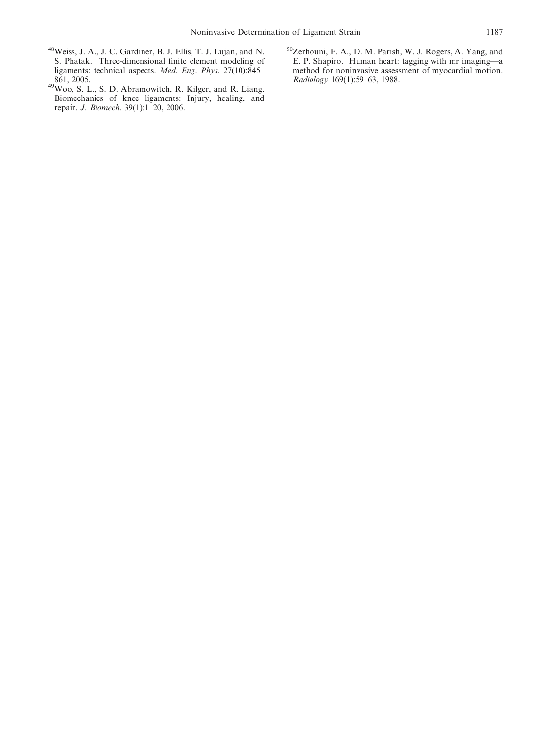[48]Weiss, J. A., J. C. Gardiner, B. J. Ellis, T. J. Lujan, and N. S. Phatak. Three-dimensional finite element modeling of ligaments: technical aspects. *Med. Eng. Phys.* 27(10):845–861, 2005.

[49]Woo, S. L., S. D. Abramowitch, R. Kilger, and R. Liang. Biomechanics of knee ligaments: Injury, healing, and repair. *J. Biomech.* 39(1):1–20, 2006.

[50]Zerhouni, E. A., D. M. Parish, W. J. Rogers, A. Yang, and E. P. Shapiro. Human heart: tagging with mr imaging—a method for noninvasive assessment of myocardial motion. *Radiology* 169(1):59–63, 1988.